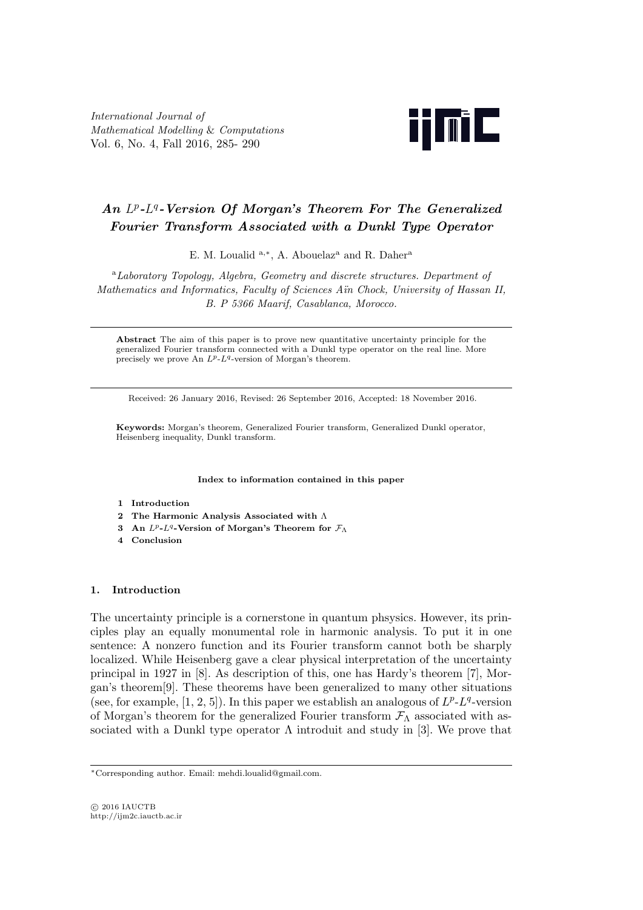# An $L^p$-$L^q$-Version Of Morgan's Theorem For The Generalized Fourier Transform Associated with a Dunkl Type Operator

E. M. Loualid [a,*], A. Abouelaz[a] and R. Daher[a]

[a]*Laboratory Topology, Algebra, Geometry and discrete structures. Department of Mathematics and Informatics, Faculty of Sciences Aïn Chock, University of Hassan II, B. P 5366 Maarif, Casablanca, Morocco.*

---

**Abstract** The aim of this paper is to prove new quantitative uncertainty principle for the generalized Fourier transform connected with a Dunkl type operator on the real line. More precisely we prove An $L^p$-$L^q$-version of Morgan's theorem.

---

Received: 26 January 2016, Revised: 26 September 2016, Accepted: 18 November 2016.

**Keywords:** Morgan's theorem, Generalized Fourier transform, Generalized Dunkl operator, Heisenberg inequality, Dunkl transform.

**Index to information contained in this paper**

1. **Introduction**
2. **The Harmonic Analysis Associated with $\Lambda$**
3. **An $L^p$-$L^q$-Version of Morgan's Theorem for $\mathcal{F}_\Lambda$**
4. **Conclusion**

## 1. Introduction

The uncertainty principle is a cornerstone in quantum phsysics. However, its principles play an equally monumental role in harmonic analysis. To put it in one sentence: A nonzero function and its Fourier transform cannot both be sharply localized. While Heisenberg gave a clear physical interpretation of the uncertainty principal in 1927 in [8]. As description of this, one has Hardy's theorem [7], Morgan's theorem[9]. These theorems have been generalized to many other situations (see, for example, [1, 2, 5]). In this paper we establish an analogous of $L^p$-$L^q$-version of Morgan's theorem for the generalized Fourier transform $\mathcal{F}_\Lambda$ associated with associated with a Dunkl type operator $\Lambda$ introduit and study in [3]. We prove that

---

*Corresponding author. Email: mehdi.loualid@gmail.com.

© 2016 IAUCTB
http://ijm2c.iauctb.ac.ir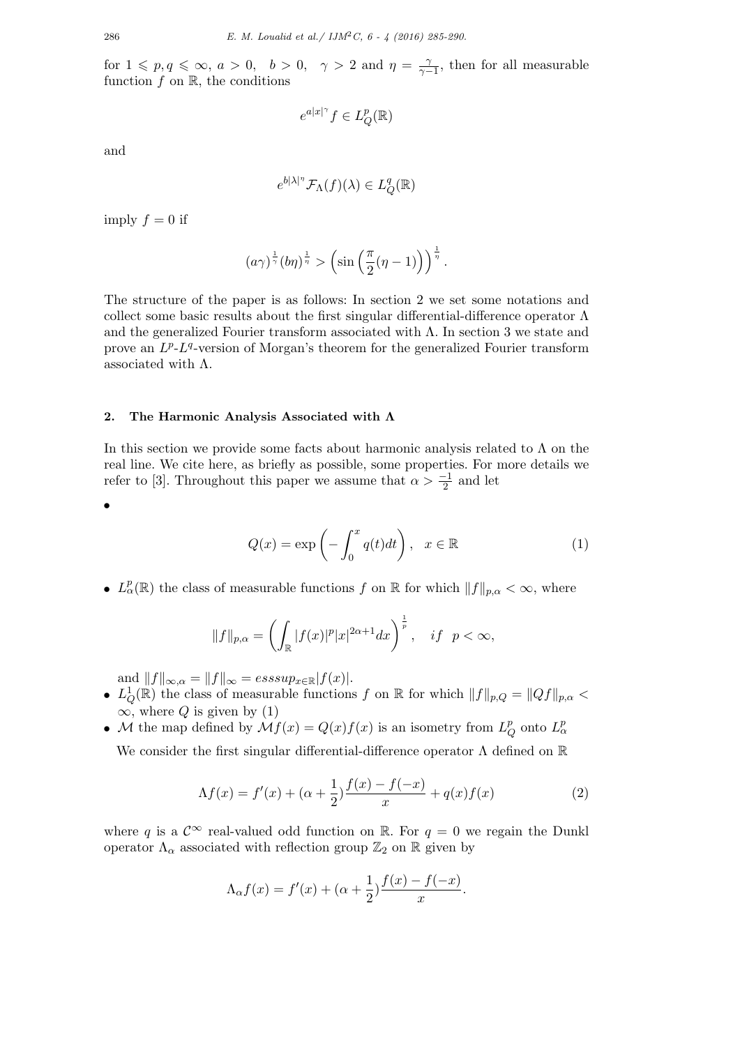for $1 \leqslant p, q \leqslant \infty$, $a > 0$, $b > 0$, $\gamma > 2$ and $\eta = \frac{\gamma}{\gamma - 1}$, then for all measurable function $f$ on $\mathbb{R}$, the conditions

$$e^{a|x|^\gamma} f \in L^p_Q(\mathbb{R})$$

and

$$e^{b|\lambda|^\eta} \mathcal{F}_\Lambda(f)(\lambda) \in L^q_Q(\mathbb{R})$$

imply $f = 0$ if

$$(a\gamma)^{\frac{1}{\gamma}} (b\eta)^{\frac{1}{\eta}} > \left(\sin\left(\frac{\pi}{2}(\eta - 1)\right)\right)^{\frac{1}{\eta}}.$$

The structure of the paper is as follows: In section 2 we set some notations and collect some basic results about the first singular differential-difference operator $\Lambda$ and the generalized Fourier transform associated with $\Lambda$. In section 3 we state and prove an $L^p$-$L^q$-version of Morgan's theorem for the generalized Fourier transform associated with $\Lambda$.

## 2. The Harmonic Analysis Associated with $\Lambda$

In this section we provide some facts about harmonic analysis related to $\Lambda$ on the real line. We cite here, as briefly as possible, some properties. For more details we refer to [3]. Throughout this paper we assume that $\alpha > \frac{-1}{2}$ and let

- $$Q(x) = \exp\left(-\int_0^x q(t)dt\right), \quad x \in \mathbb{R} \tag{1}$$

- $L^p_\alpha(\mathbb{R})$ the class of measurable functions $f$ on $\mathbb{R}$ for which $\|f\|_{p,\alpha} < \infty$, where

  $$\|f\|_{p,\alpha} = \left(\int_{\mathbb{R}} |f(x)|^p |x|^{2\alpha+1} dx\right)^{\frac{1}{p}}, \quad if \quad p < \infty,$$

  and $\|f\|_{\infty,\alpha} = \|f\|_\infty = esssup_{x\in\mathbb{R}}|f(x)|$.
- $L^1_Q(\mathbb{R})$ the class of measurable functions $f$ on $\mathbb{R}$ for which $\|f\|_{p,Q} = \|Qf\|_{p,\alpha} < \infty$, where $Q$ is given by (1)
- $\mathcal{M}$ the map defined by $\mathcal{M}f(x) = Q(x)f(x)$ is an isometry from $L^p_Q$ onto $L^p_\alpha$

  We consider the first singular differential-difference operator $\Lambda$ defined on $\mathbb{R}$

$$\Lambda f(x) = f'(x) + (\alpha + \frac{1}{2})\frac{f(x) - f(-x)}{x} + q(x)f(x) \tag{2}$$

where $q$ is a $\mathcal{C}^\infty$ real-valued odd function on $\mathbb{R}$. For $q = 0$ we regain the Dunkl operator $\Lambda_\alpha$ associated with reflection group $\mathbb{Z}_2$ on $\mathbb{R}$ given by

$$\Lambda_\alpha f(x) = f'(x) + (\alpha + \frac{1}{2})\frac{f(x) - f(-x)}{x}.$$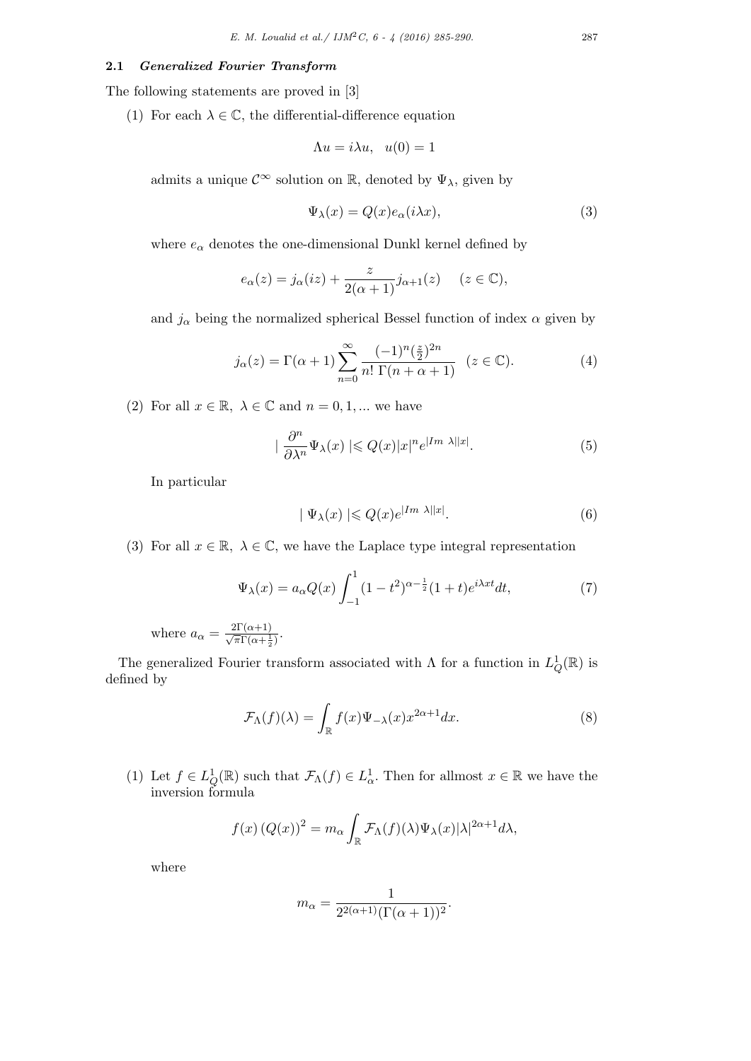### 2.1 *Generalized Fourier Transform*

The following statements are proved in [3]

(1) For each $\lambda \in \mathbb{C}$, the differential-difference equation

$$\Lambda u = i\lambda u, \quad u(0) = 1$$

admits a unique $\mathcal{C}^{\infty}$ solution on $\mathbb{R}$, denoted by $\Psi_\lambda$, given by

$$\Psi_\lambda(x) = Q(x)e_\alpha(i\lambda x), \tag{3}$$

where $e_\alpha$ denotes the one-dimensional Dunkl kernel defined by

$$e_\alpha(z) = j_\alpha(iz) + \frac{z}{2(\alpha+1)} j_{\alpha+1}(z) \quad (z \in \mathbb{C}),$$

and $j_\alpha$ being the normalized spherical Bessel function of index $\alpha$ given by

$$j_\alpha(z) = \Gamma(\alpha+1) \sum_{n=0}^{\infty} \frac{(-1)^n (\frac{z}{2})^{2n}}{n! \; \Gamma(n+\alpha+1)} \quad (z \in \mathbb{C}). \tag{4}$$

(2) For all $x \in \mathbb{R}, \; \lambda \in \mathbb{C}$ and $n = 0, 1, ...$ we have

$$\left| \frac{\partial^n}{\partial \lambda^n} \Psi_\lambda(x) \right| \leqslant Q(x)|x|^n e^{|Im \; \lambda||x|}. \tag{5}$$

In particular

$$| \Psi_\lambda(x) | \leqslant Q(x) e^{|Im \; \lambda||x|}. \tag{6}$$

(3) For all $x \in \mathbb{R}, \; \lambda \in \mathbb{C}$, we have the Laplace type integral representation

$$\Psi_\lambda(x) = a_\alpha Q(x) \int_{-1}^{1} (1-t^2)^{\alpha - \frac{1}{2}} (1+t) e^{i\lambda x t} dt, \tag{7}$$

where $a_\alpha = \frac{2\Gamma(\alpha+1)}{\sqrt{\pi}\Gamma(\alpha+\frac{1}{2})}$.

The generalized Fourier transform associated with $\Lambda$ for a function in $L^1_Q(\mathbb{R})$ is defined by

$$\mathcal{F}_\Lambda(f)(\lambda) = \int_{\mathbb{R}} f(x) \Psi_{-\lambda}(x) x^{2\alpha+1} dx. \tag{8}$$

(1) Let $f \in L^1_Q(\mathbb{R})$ such that $\mathcal{F}_\Lambda(f) \in L^1_\alpha$. Then for allmost $x \in \mathbb{R}$ we have the inversion formula

$$f(x) \left(Q(x)\right)^2 = m_\alpha \int_{\mathbb{R}} \mathcal{F}_\Lambda(f)(\lambda) \Psi_\lambda(x) |\lambda|^{2\alpha+1} d\lambda,$$

where

$$m_\alpha = \frac{1}{2^{2(\alpha+1)} (\Gamma(\alpha+1))^2}.$$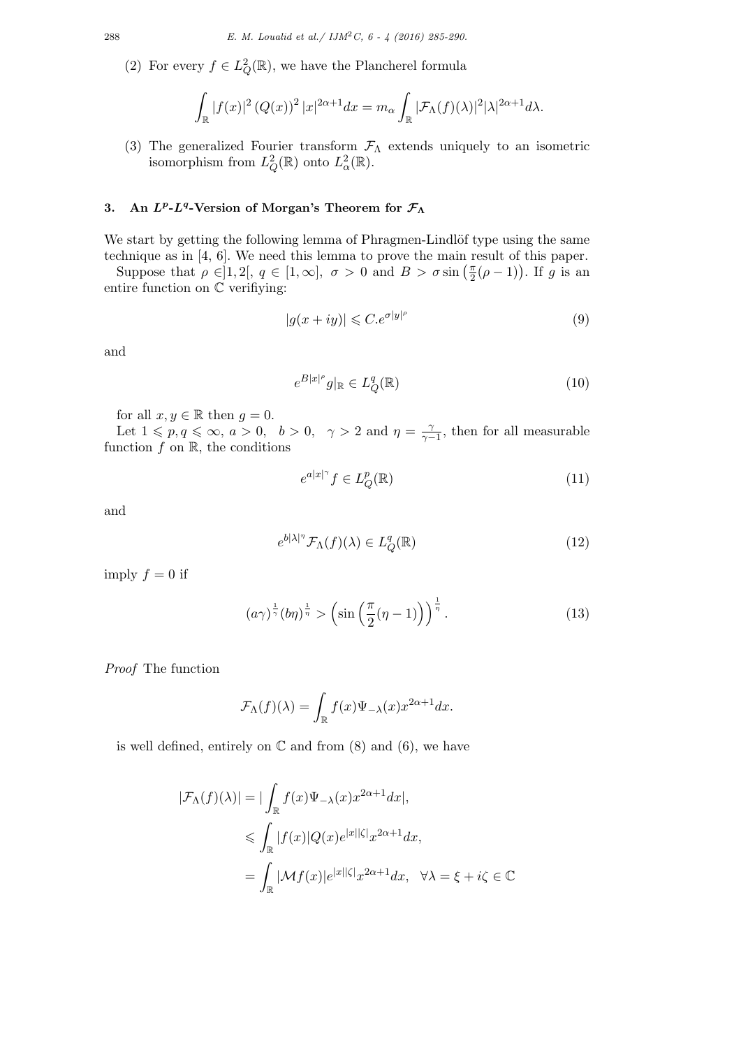(2) For every $f \in L^2_Q(\mathbb{R})$, we have the Plancherel formula

$$\int_{\mathbb{R}} |f(x)|^2 \left(Q(x)\right)^2 |x|^{2\alpha+1} dx = m_\alpha \int_{\mathbb{R}} |\mathcal{F}_\Lambda(f)(\lambda)|^2 |\lambda|^{2\alpha+1} d\lambda.$$

(3) The generalized Fourier transform $\mathcal{F}_\Lambda$ extends uniquely to an isometric isomorphism from $L^2_Q(\mathbb{R})$ onto $L^2_\alpha(\mathbb{R})$.

## 3. An $L^p$-$L^q$-Version of Morgan's Theorem for $\mathcal{F}_\Lambda$

We start by getting the following lemma of Phragmen-Lindlöf type using the same technique as in [4, 6]. We need this lemma to prove the main result of this paper.

Suppose that $\rho \in ]1, 2[$, $q \in [1, \infty]$, $\sigma > 0$ and $B > \sigma \sin\left(\frac{\pi}{2}(\rho - 1)\right)$. If $g$ is an entire function on $\mathbb{C}$ verifiying:

$$|g(x+iy)| \leqslant C.e^{\sigma |y|^\rho} \tag{9}$$

and

$$e^{B|x|^\rho} g|_{\mathbb{R}} \in L^q_Q(\mathbb{R}) \tag{10}$$

for all $x, y \in \mathbb{R}$ then $g = 0$.

Let $1 \leqslant p, q \leqslant \infty$, $a > 0$, $b > 0$, $\gamma > 2$ and $\eta = \frac{\gamma}{\gamma - 1}$, then for all measurable function $f$ on $\mathbb{R}$, the conditions

$$e^{a|x|^\gamma} f \in L^p_Q(\mathbb{R}) \tag{11}$$

and

$$e^{b|\lambda|^\eta} \mathcal{F}_\Lambda(f)(\lambda) \in L^q_Q(\mathbb{R}) \tag{12}$$

imply $f = 0$ if

$$(a\gamma)^{\frac{1}{\gamma}} (b\eta)^{\frac{1}{\eta}} > \left(\sin\left(\frac{\pi}{2}(\eta - 1)\right)\right)^{\frac{1}{\eta}}. \tag{13}$$

*Proof* The function

$$\mathcal{F}_\Lambda(f)(\lambda) = \int_{\mathbb{R}} f(x) \Psi_{-\lambda}(x) x^{2\alpha+1} dx.$$

is well defined, entirely on $\mathbb{C}$ and from (8) and (6), we have

$$\begin{aligned}
|\mathcal{F}_\Lambda(f)(\lambda)| &= \left| \int_{\mathbb{R}} f(x) \Psi_{-\lambda}(x) x^{2\alpha+1} dx \right|, \\
&\leqslant \int_{\mathbb{R}} |f(x)| Q(x) e^{|x||\zeta|} x^{2\alpha+1} dx, \\
&= \int_{\mathbb{R}} |\mathcal{M}f(x)| e^{|x||\zeta|} x^{2\alpha+1} dx, \quad \forall \lambda = \xi + i\zeta \in \mathbb{C}
\end{aligned}$$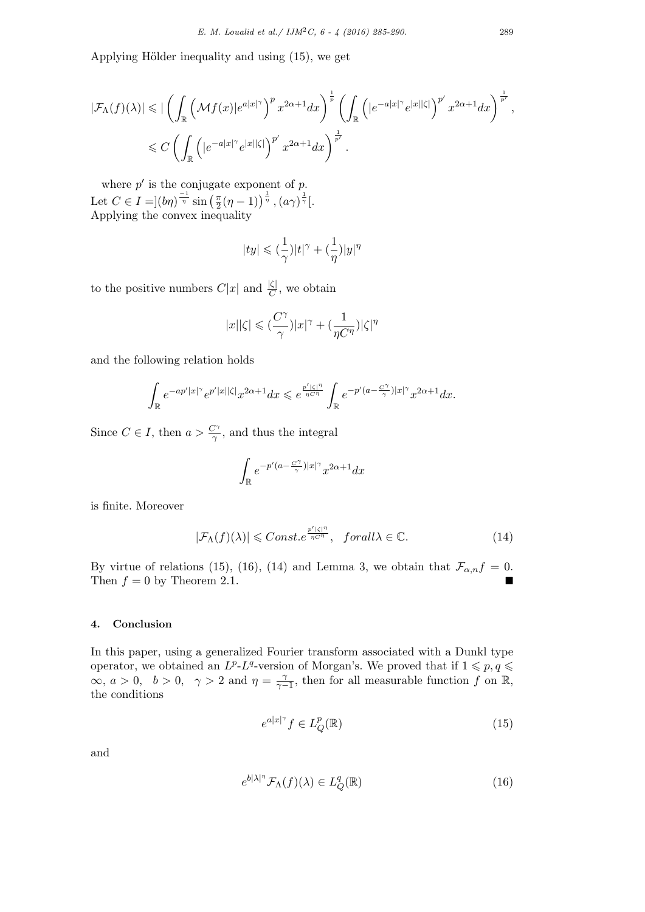Applying Hölder inequality and using (15), we get

$$|\mathcal{F}_\Lambda(f)(\lambda)| \leqslant | \left( \int_{\mathbb{R}} \left( \mathcal{M}f(x)|e^{a|x|^\gamma} \right)^p x^{2\alpha+1} dx \right)^{\frac{1}{p}} \left( \int_{\mathbb{R}} \left( |e^{-a|x|^\gamma} e^{|x||\zeta|} \right)^{p'} x^{2\alpha+1} dx \right)^{\frac{1}{p'}},$$

$$\leqslant C \left( \int_{\mathbb{R}} \left( |e^{-a|x|^\gamma} e^{|x||\zeta|} \right)^{p'} x^{2\alpha+1} dx \right)^{\frac{1}{p'}}.$$

where $p'$ is the conjugate exponent of $p$.
Let $C \in I = ](b\eta)^{\frac{-1}{\eta}} \sin\left(\frac{\pi}{2}(\eta-1)\right)^{\frac{1}{\eta}}, (a\gamma)^{\frac{1}{\gamma}}[$.
Applying the convex inequality

$$|ty| \leqslant (\frac{1}{\gamma})|t|^\gamma + (\frac{1}{\eta})|y|^\eta$$

to the positive numbers $C|x|$ and $\frac{|\zeta|}{C}$, we obtain

$$|x||\zeta| \leqslant (\frac{C^\gamma}{\gamma})|x|^\gamma + (\frac{1}{\eta C^\eta})|\zeta|^\eta$$

and the following relation holds

$$\int_{\mathbb{R}} e^{-ap'|x|^\gamma} e^{p'|x||\zeta|} x^{2\alpha+1} dx \leqslant e^{\frac{p'|\zeta|^\eta}{\eta C^\eta}} \int_{\mathbb{R}} e^{-p'(a-\frac{C^\gamma}{\gamma})|x|^\gamma} x^{2\alpha+1} dx.$$

Since $C \in I$, then $a > \frac{C^\gamma}{\gamma}$, and thus the integral

$$\int_{\mathbb{R}} e^{-p'(a-\frac{C^\gamma}{\gamma})|x|^\gamma} x^{2\alpha+1} dx$$

is finite. Moreover

$$|\mathcal{F}_\Lambda(f)(\lambda)| \leqslant Const. e^{\frac{p'|\zeta|^\eta}{\eta C^\eta}}, \quad forall \lambda \in \mathbb{C}. \tag{14}$$

By virtue of relations (15), (16), (14) and Lemma 3, we obtain that $\mathcal{F}_{\alpha,n} f = 0$. Then $f = 0$ by Theorem 2.1. ∎

## 4. Conclusion

In this paper, using a generalized Fourier transform associated with a Dunkl type operator, we obtained an $L^p$-$L^q$-version of Morgan's. We proved that if $1 \leqslant p, q \leqslant \infty$, $a > 0$, $b > 0$, $\gamma > 2$ and $\eta = \frac{\gamma}{\gamma-1}$, then for all measurable function $f$ on $\mathbb{R}$, the conditions

$$e^{a|x|^\gamma} f \in L^p_Q(\mathbb{R}) \tag{15}$$

and

$$e^{b|\lambda|^\eta} \mathcal{F}_\Lambda(f)(\lambda) \in L^q_Q(\mathbb{R}) \tag{16}$$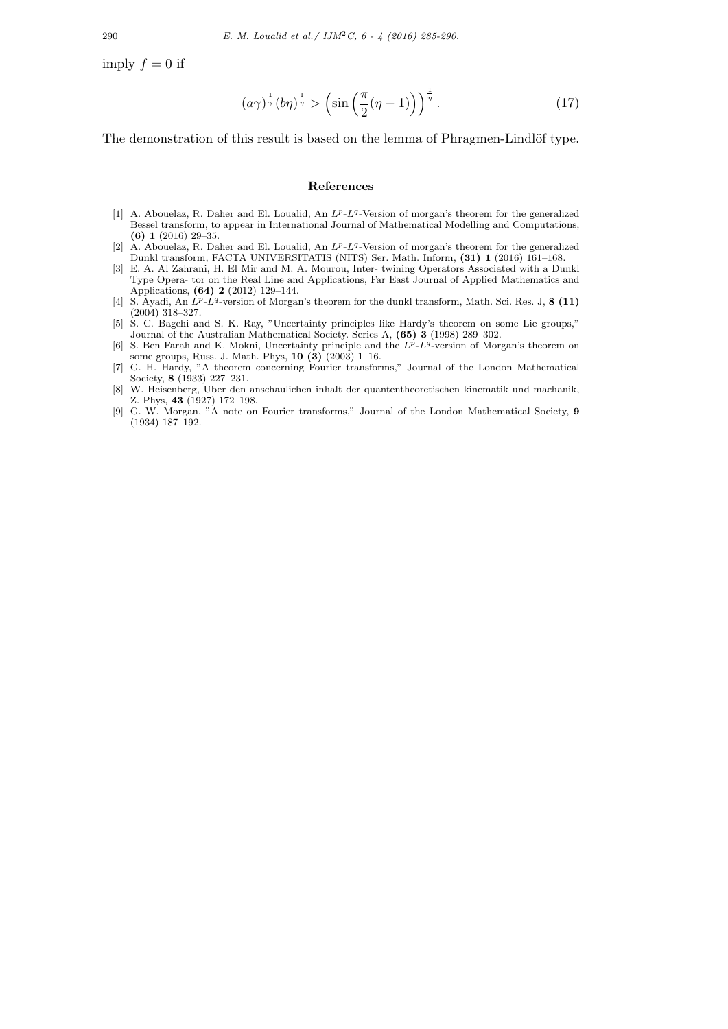imply $f = 0$ if

$$(a\gamma)^{\frac{1}{\gamma}}(b\eta)^{\frac{1}{\eta}} > \left(\sin\left(\frac{\pi}{2}(\eta-1)\right)\right)^{\frac{1}{\eta}}. \tag{17}$$

The demonstration of this result is based on the lemma of Phragmen-Lindlöf type.

## References

[1] A. Abouelaz, R. Daher and El. Loualid, An $L^p$-$L^q$-Version of morgan's theorem for the generalized Bessel transform, to appear in International Journal of Mathematical Modelling and Computations, **(6) 1** (2016) 29–35.

[2] A. Abouelaz, R. Daher and El. Loualid, An $L^p$-$L^q$-Version of morgan's theorem for the generalized Dunkl transform, FACTA UNIVERSITATIS (NITS) Ser. Math. Inform, **(31) 1** (2016) 161–168.

[3] E. A. Al Zahrani, H. El Mir and M. A. Mourou, Inter- twining Operators Associated with a Dunkl Type Opera- tor on the Real Line and Applications, Far East Journal of Applied Mathematics and Applications, **(64) 2** (2012) 129–144.

[4] S. Ayadi, An $L^p$-$L^q$-version of Morgan's theorem for the dunkl transform, Math. Sci. Res. J, **8 (11)** (2004) 318–327.

[5] S. C. Bagchi and S. K. Ray, "Uncertainty principles like Hardy's theorem on some Lie groups," Journal of the Australian Mathematical Society. Series A, **(65) 3** (1998) 289–302.

[6] S. Ben Farah and K. Mokni, Uncertainty principle and the $L^p$-$L^q$-version of Morgan's theorem on some groups, Russ. J. Math. Phys, **10 (3)** (2003) 1–16.

[7] G. H. Hardy, "A theorem concerning Fourier transforms," Journal of the London Mathematical Society, **8** (1933) 227–231.

[8] W. Heisenberg, Uber den anschaulichen inhalt der quantentheoretischen kinematik und machanik, Z. Phys, **43** (1927) 172–198.

[9] G. W. Morgan, "A note on Fourier transforms," Journal of the London Mathematical Society, **9** (1934) 187–192.